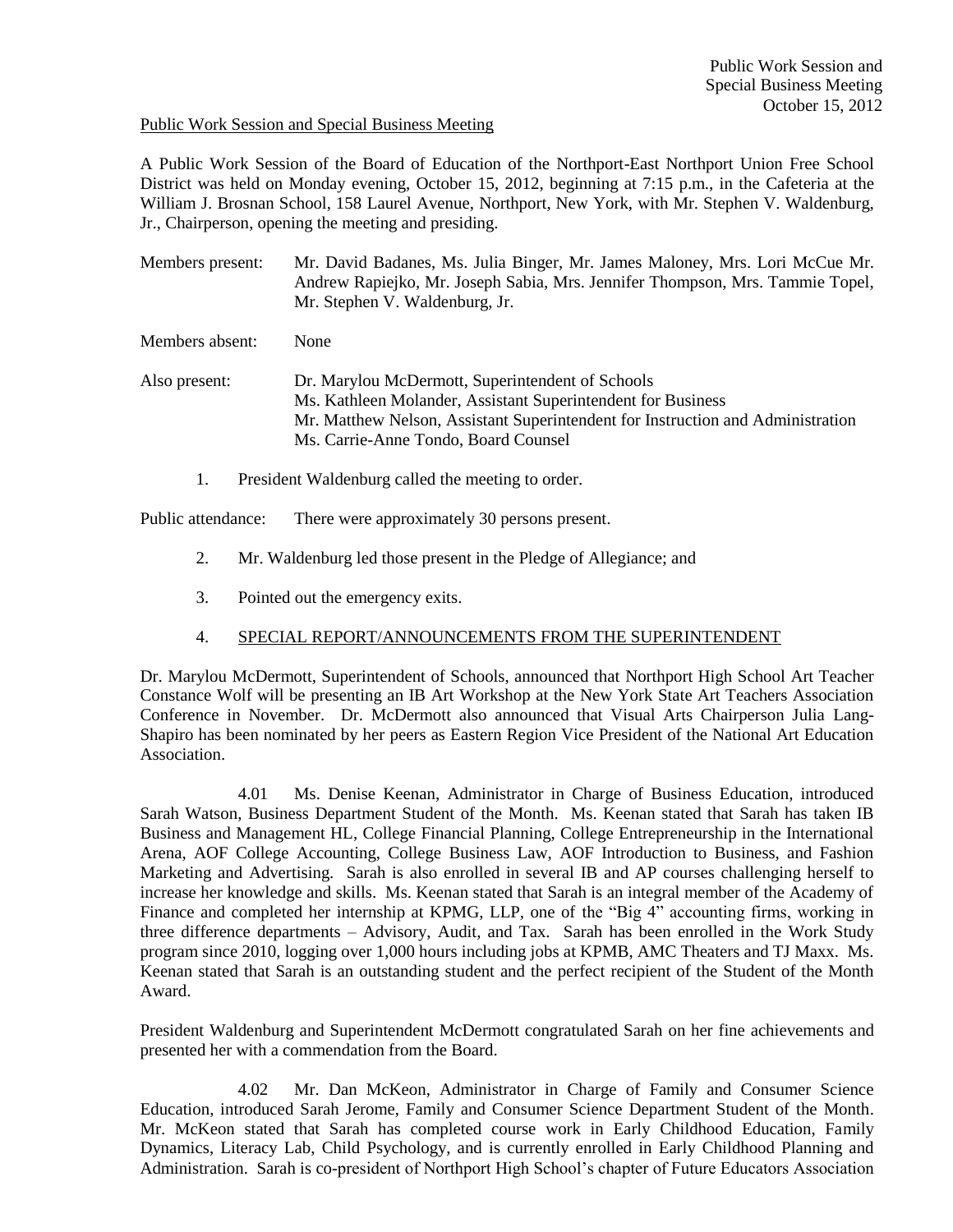Public Work Session and Special Business Meeting

A Public Work Session of the Board of Education of the Northport-East Northport Union Free School District was held on Monday evening, October 15, 2012, beginning at 7:15 p.m., in the Cafeteria at the William J. Brosnan School, 158 Laurel Avenue, Northport, New York, with Mr. Stephen V. Waldenburg, Jr., Chairperson, opening the meeting and presiding.

Members present: Mr. David Badanes, Ms. Julia Binger, Mr. James Maloney, Mrs. Lori McCue Mr. Andrew Rapiejko, Mr. Joseph Sabia, Mrs. Jennifer Thompson, Mrs. Tammie Topel, Mr. Stephen V. Waldenburg, Jr.

Members absent: None

Also present: Dr. Marylou McDermott, Superintendent of Schools
Ms. Kathleen Molander, Assistant Superintendent for Business
Mr. Matthew Nelson, Assistant Superintendent for Instruction and Administration
Ms. Carrie-Anne Tondo, Board Counsel

1. President Waldenburg called the meeting to order.

Public attendance: There were approximately 30 persons present.

2. Mr. Waldenburg led those present in the Pledge of Allegiance; and

3. Pointed out the emergency exits.

4. SPECIAL REPORT/ANNOUNCEMENTS FROM THE SUPERINTENDENT

Dr. Marylou McDermott, Superintendent of Schools, announced that Northport High School Art Teacher Constance Wolf will be presenting an IB Art Workshop at the New York State Art Teachers Association Conference in November. Dr. McDermott also announced that Visual Arts Chairperson Julia Lang-Shapiro has been nominated by her peers as Eastern Region Vice President of the National Art Education Association.

4.01 Ms. Denise Keenan, Administrator in Charge of Business Education, introduced Sarah Watson, Business Department Student of the Month. Ms. Keenan stated that Sarah has taken IB Business and Management HL, College Financial Planning, College Entrepreneurship in the International Arena, AOF College Accounting, College Business Law, AOF Introduction to Business, and Fashion Marketing and Advertising. Sarah is also enrolled in several IB and AP courses challenging herself to increase her knowledge and skills. Ms. Keenan stated that Sarah is an integral member of the Academy of Finance and completed her internship at KPMG, LLP, one of the "Big 4" accounting firms, working in three difference departments – Advisory, Audit, and Tax. Sarah has been enrolled in the Work Study program since 2010, logging over 1,000 hours including jobs at KPMB, AMC Theaters and TJ Maxx. Ms. Keenan stated that Sarah is an outstanding student and the perfect recipient of the Student of the Month Award.

President Waldenburg and Superintendent McDermott congratulated Sarah on her fine achievements and presented her with a commendation from the Board.

4.02 Mr. Dan McKeon, Administrator in Charge of Family and Consumer Science Education, introduced Sarah Jerome, Family and Consumer Science Department Student of the Month. Mr. McKeon stated that Sarah has completed course work in Early Childhood Education, Family Dynamics, Literacy Lab, Child Psychology, and is currently enrolled in Early Childhood Planning and Administration. Sarah is co-president of Northport High School's chapter of Future Educators Association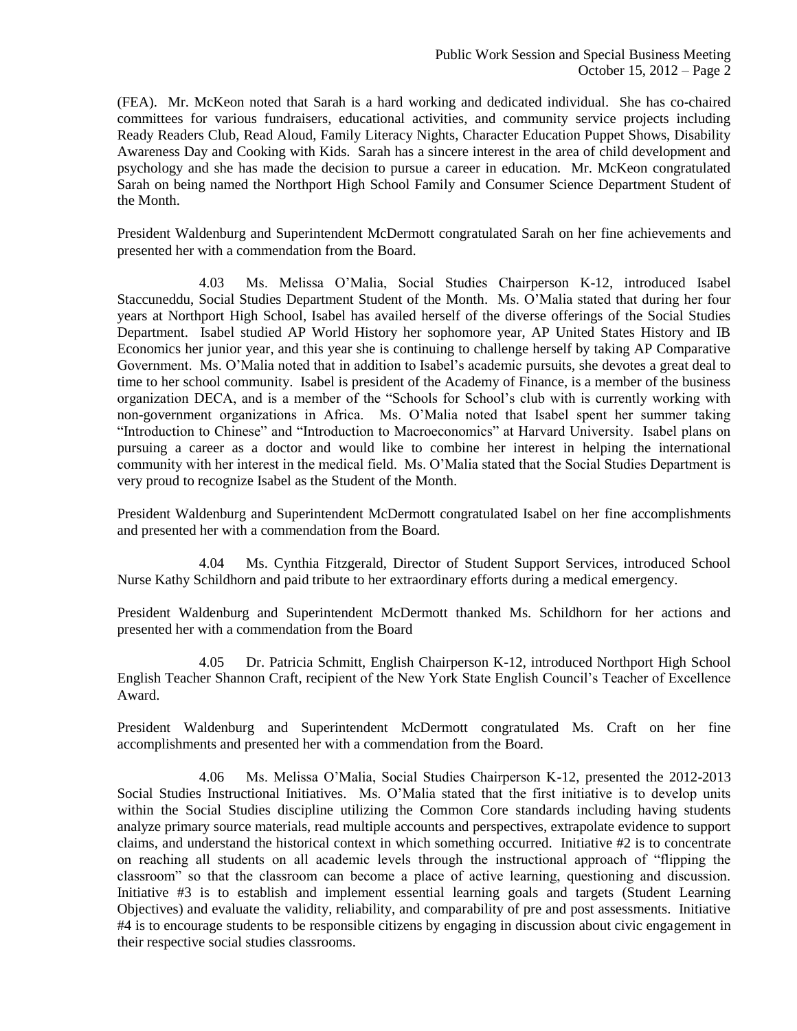(FEA). Mr. McKeon noted that Sarah is a hard working and dedicated individual. She has co-chaired committees for various fundraisers, educational activities, and community service projects including Ready Readers Club, Read Aloud, Family Literacy Nights, Character Education Puppet Shows, Disability Awareness Day and Cooking with Kids. Sarah has a sincere interest in the area of child development and psychology and she has made the decision to pursue a career in education. Mr. McKeon congratulated Sarah on being named the Northport High School Family and Consumer Science Department Student of the Month.

President Waldenburg and Superintendent McDermott congratulated Sarah on her fine achievements and presented her with a commendation from the Board.

4.03 Ms. Melissa O'Malia, Social Studies Chairperson K-12, introduced Isabel Staccuneddu, Social Studies Department Student of the Month. Ms. O'Malia stated that during her four years at Northport High School, Isabel has availed herself of the diverse offerings of the Social Studies Department. Isabel studied AP World History her sophomore year, AP United States History and IB Economics her junior year, and this year she is continuing to challenge herself by taking AP Comparative Government. Ms. O'Malia noted that in addition to Isabel's academic pursuits, she devotes a great deal to time to her school community. Isabel is president of the Academy of Finance, is a member of the business organization DECA, and is a member of the "Schools for School's club with is currently working with non-government organizations in Africa. Ms. O'Malia noted that Isabel spent her summer taking "Introduction to Chinese" and "Introduction to Macroeconomics" at Harvard University. Isabel plans on pursuing a career as a doctor and would like to combine her interest in helping the international community with her interest in the medical field. Ms. O'Malia stated that the Social Studies Department is very proud to recognize Isabel as the Student of the Month.

President Waldenburg and Superintendent McDermott congratulated Isabel on her fine accomplishments and presented her with a commendation from the Board.

4.04 Ms. Cynthia Fitzgerald, Director of Student Support Services, introduced School Nurse Kathy Schildhorn and paid tribute to her extraordinary efforts during a medical emergency.

President Waldenburg and Superintendent McDermott thanked Ms. Schildhorn for her actions and presented her with a commendation from the Board

4.05 Dr. Patricia Schmitt, English Chairperson K-12, introduced Northport High School English Teacher Shannon Craft, recipient of the New York State English Council's Teacher of Excellence Award.

President Waldenburg and Superintendent McDermott congratulated Ms. Craft on her fine accomplishments and presented her with a commendation from the Board.

4.06 Ms. Melissa O'Malia, Social Studies Chairperson K-12, presented the 2012-2013 Social Studies Instructional Initiatives. Ms. O'Malia stated that the first initiative is to develop units within the Social Studies discipline utilizing the Common Core standards including having students analyze primary source materials, read multiple accounts and perspectives, extrapolate evidence to support claims, and understand the historical context in which something occurred. Initiative #2 is to concentrate on reaching all students on all academic levels through the instructional approach of "flipping the classroom" so that the classroom can become a place of active learning, questioning and discussion. Initiative #3 is to establish and implement essential learning goals and targets (Student Learning Objectives) and evaluate the validity, reliability, and comparability of pre and post assessments. Initiative #4 is to encourage students to be responsible citizens by engaging in discussion about civic engagement in their respective social studies classrooms.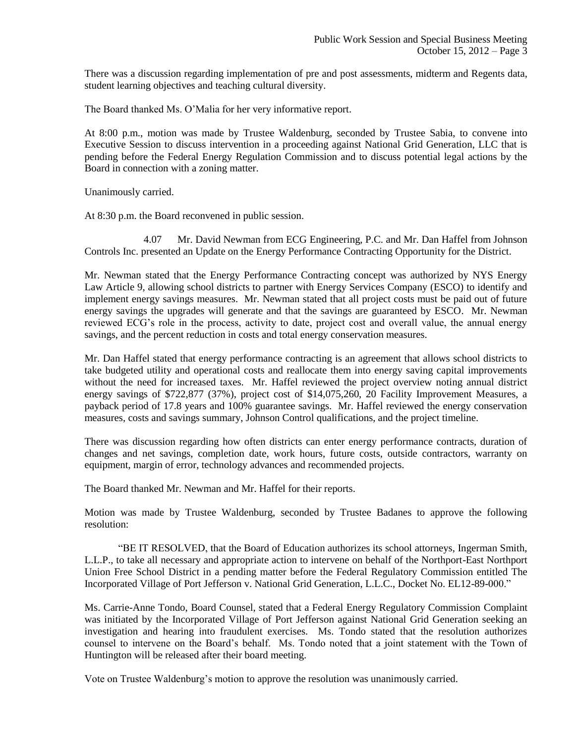There was a discussion regarding implementation of pre and post assessments, midterm and Regents data, student learning objectives and teaching cultural diversity.

The Board thanked Ms. O'Malia for her very informative report.

At 8:00 p.m., motion was made by Trustee Waldenburg, seconded by Trustee Sabia, to convene into Executive Session to discuss intervention in a proceeding against National Grid Generation, LLC that is pending before the Federal Energy Regulation Commission and to discuss potential legal actions by the Board in connection with a zoning matter.

Unanimously carried.

At 8:30 p.m. the Board reconvened in public session.

4.07 Mr. David Newman from ECG Engineering, P.C. and Mr. Dan Haffel from Johnson Controls Inc. presented an Update on the Energy Performance Contracting Opportunity for the District.

Mr. Newman stated that the Energy Performance Contracting concept was authorized by NYS Energy Law Article 9, allowing school districts to partner with Energy Services Company (ESCO) to identify and implement energy savings measures. Mr. Newman stated that all project costs must be paid out of future energy savings the upgrades will generate and that the savings are guaranteed by ESCO. Mr. Newman reviewed ECG's role in the process, activity to date, project cost and overall value, the annual energy savings, and the percent reduction in costs and total energy conservation measures.

Mr. Dan Haffel stated that energy performance contracting is an agreement that allows school districts to take budgeted utility and operational costs and reallocate them into energy saving capital improvements without the need for increased taxes. Mr. Haffel reviewed the project overview noting annual district energy savings of $722,877 (37%), project cost of $14,075,260, 20 Facility Improvement Measures, a payback period of 17.8 years and 100% guarantee savings. Mr. Haffel reviewed the energy conservation measures, costs and savings summary, Johnson Control qualifications, and the project timeline.

There was discussion regarding how often districts can enter energy performance contracts, duration of changes and net savings, completion date, work hours, future costs, outside contractors, warranty on equipment, margin of error, technology advances and recommended projects.

The Board thanked Mr. Newman and Mr. Haffel for their reports.

Motion was made by Trustee Waldenburg, seconded by Trustee Badanes to approve the following resolution:

"BE IT RESOLVED, that the Board of Education authorizes its school attorneys, Ingerman Smith, L.L.P., to take all necessary and appropriate action to intervene on behalf of the Northport-East Northport Union Free School District in a pending matter before the Federal Regulatory Commission entitled The Incorporated Village of Port Jefferson v. National Grid Generation, L.L.C., Docket No. EL12-89-000."

Ms. Carrie-Anne Tondo, Board Counsel, stated that a Federal Energy Regulatory Commission Complaint was initiated by the Incorporated Village of Port Jefferson against National Grid Generation seeking an investigation and hearing into fraudulent exercises. Ms. Tondo stated that the resolution authorizes counsel to intervene on the Board's behalf. Ms. Tondo noted that a joint statement with the Town of Huntington will be released after their board meeting.

Vote on Trustee Waldenburg's motion to approve the resolution was unanimously carried.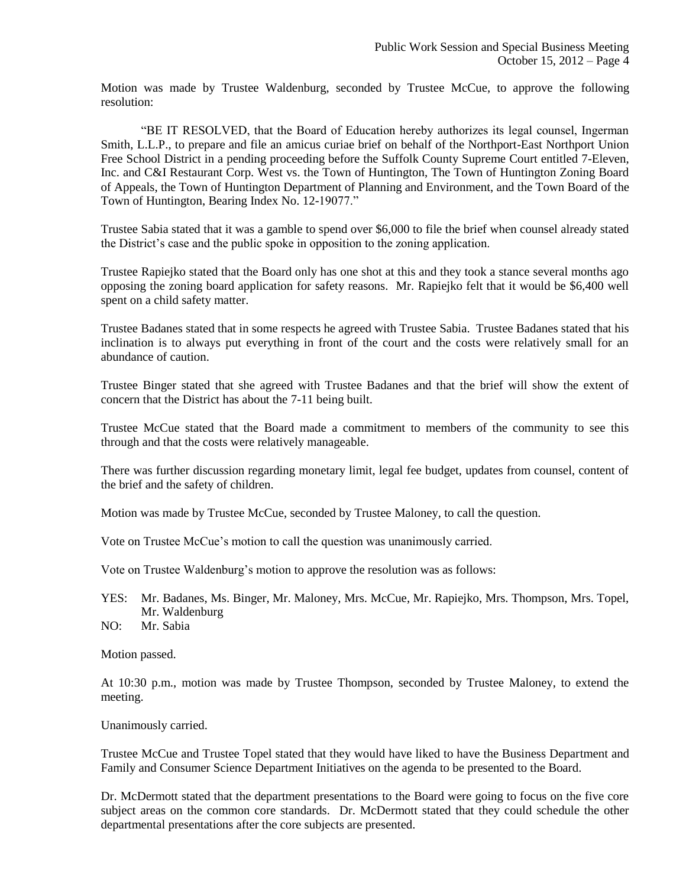Motion was made by Trustee Waldenburg, seconded by Trustee McCue, to approve the following resolution:

"BE IT RESOLVED, that the Board of Education hereby authorizes its legal counsel, Ingerman Smith, L.L.P., to prepare and file an amicus curiae brief on behalf of the Northport-East Northport Union Free School District in a pending proceeding before the Suffolk County Supreme Court entitled 7-Eleven, Inc. and C&I Restaurant Corp. West vs. the Town of Huntington, The Town of Huntington Zoning Board of Appeals, the Town of Huntington Department of Planning and Environment, and the Town Board of the Town of Huntington, Bearing Index No. 12-19077."

Trustee Sabia stated that it was a gamble to spend over $6,000 to file the brief when counsel already stated the District's case and the public spoke in opposition to the zoning application.

Trustee Rapiejko stated that the Board only has one shot at this and they took a stance several months ago opposing the zoning board application for safety reasons. Mr. Rapiejko felt that it would be $6,400 well spent on a child safety matter.

Trustee Badanes stated that in some respects he agreed with Trustee Sabia. Trustee Badanes stated that his inclination is to always put everything in front of the court and the costs were relatively small for an abundance of caution.

Trustee Binger stated that she agreed with Trustee Badanes and that the brief will show the extent of concern that the District has about the 7-11 being built.

Trustee McCue stated that the Board made a commitment to members of the community to see this through and that the costs were relatively manageable.

There was further discussion regarding monetary limit, legal fee budget, updates from counsel, content of the brief and the safety of children.

Motion was made by Trustee McCue, seconded by Trustee Maloney, to call the question.

Vote on Trustee McCue's motion to call the question was unanimously carried.

Vote on Trustee Waldenburg's motion to approve the resolution was as follows:

YES: Mr. Badanes, Ms. Binger, Mr. Maloney, Mrs. McCue, Mr. Rapiejko, Mrs. Thompson, Mrs. Topel, Mr. Waldenburg

NO: Mr. Sabia

Motion passed.

At 10:30 p.m., motion was made by Trustee Thompson, seconded by Trustee Maloney, to extend the meeting.

Unanimously carried.

Trustee McCue and Trustee Topel stated that they would have liked to have the Business Department and Family and Consumer Science Department Initiatives on the agenda to be presented to the Board.

Dr. McDermott stated that the department presentations to the Board were going to focus on the five core subject areas on the common core standards. Dr. McDermott stated that they could schedule the other departmental presentations after the core subjects are presented.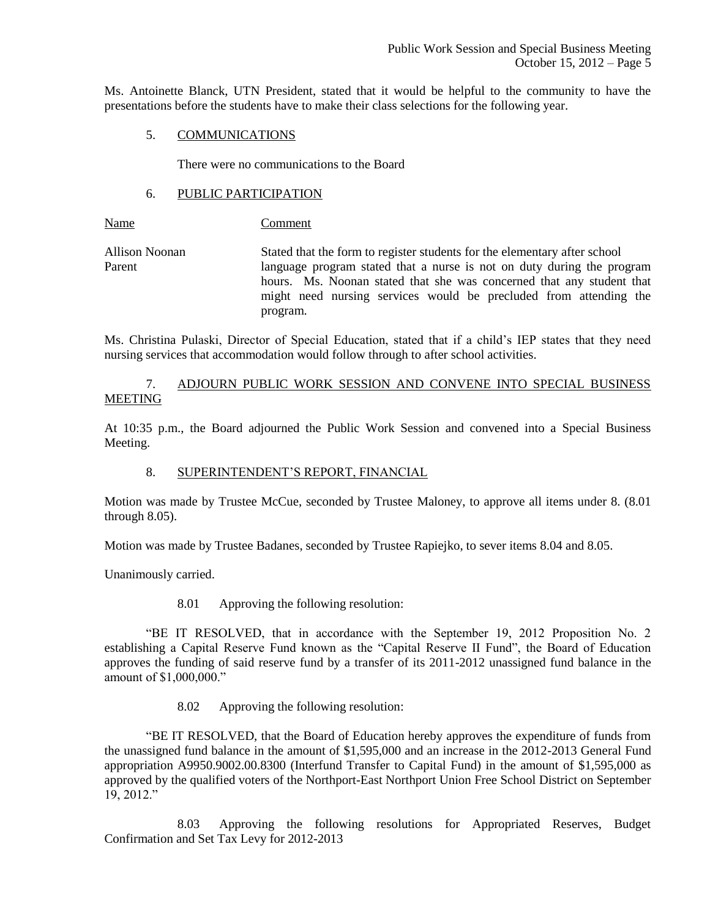Ms. Antoinette Blanck, UTN President, stated that it would be helpful to the community to have the presentations before the students have to make their class selections for the following year.

5. COMMUNICATIONS

There were no communications to the Board

6. PUBLIC PARTICIPATION

| Name | Comment |
|---|---|
| Allison Noonan<br>Parent | Stated that the form to register students for the elementary after school language program stated that a nurse is not on duty during the program hours. Ms. Noonan stated that she was concerned that any student that might need nursing services would be precluded from attending the program. |

Ms. Christina Pulaski, Director of Special Education, stated that if a child's IEP states that they need nursing services that accommodation would follow through to after school activities.

7. ADJOURN PUBLIC WORK SESSION AND CONVENE INTO SPECIAL BUSINESS MEETING

At 10:35 p.m., the Board adjourned the Public Work Session and convened into a Special Business Meeting.

8. SUPERINTENDENT'S REPORT, FINANCIAL

Motion was made by Trustee McCue, seconded by Trustee Maloney, to approve all items under 8. (8.01 through 8.05).

Motion was made by Trustee Badanes, seconded by Trustee Rapiejko, to sever items 8.04 and 8.05.

Unanimously carried.

8.01 Approving the following resolution:

"BE IT RESOLVED, that in accordance with the September 19, 2012 Proposition No. 2 establishing a Capital Reserve Fund known as the "Capital Reserve II Fund", the Board of Education approves the funding of said reserve fund by a transfer of its 2011-2012 unassigned fund balance in the amount of $1,000,000."

8.02 Approving the following resolution:

"BE IT RESOLVED, that the Board of Education hereby approves the expenditure of funds from the unassigned fund balance in the amount of $1,595,000 and an increase in the 2012-2013 General Fund appropriation A9950.9002.00.8300 (Interfund Transfer to Capital Fund) in the amount of $1,595,000 as approved by the qualified voters of the Northport-East Northport Union Free School District on September 19, 2012."

8.03 Approving the following resolutions for Appropriated Reserves, Budget Confirmation and Set Tax Levy for 2012-2013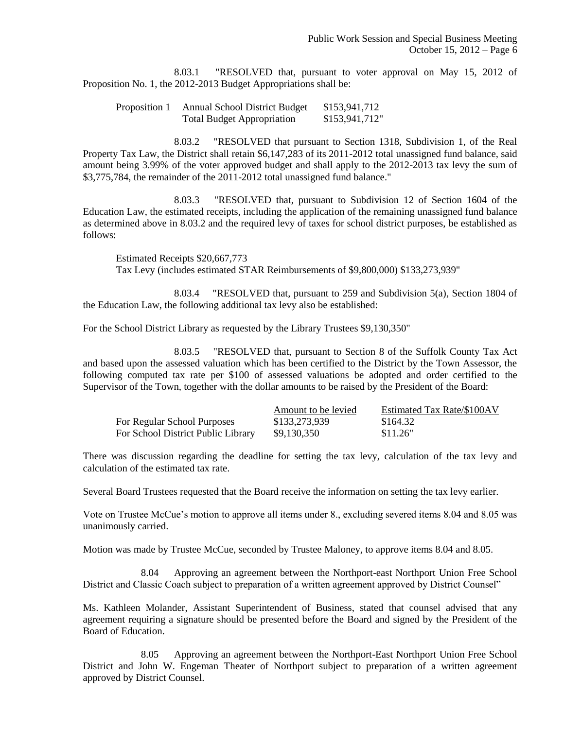8.03.1 "RESOLVED that, pursuant to voter approval on May 15, 2012 of Proposition No. 1, the 2012-2013 Budget Appropriations shall be:

| | | |
|---|---|---|
| Proposition 1 | Annual School District Budget | $153,941,712 |
| | Total Budget Appropriation | $153,941,712" |

8.03.2 "RESOLVED that pursuant to Section 1318, Subdivision 1, of the Real Property Tax Law, the District shall retain $6,147,283 of its 2011-2012 total unassigned fund balance, said amount being 3.99% of the voter approved budget and shall apply to the 2012-2013 tax levy the sum of $3,775,784, the remainder of the 2011-2012 total unassigned fund balance."

8.03.3 "RESOLVED that, pursuant to Subdivision 12 of Section 1604 of the Education Law, the estimated receipts, including the application of the remaining unassigned fund balance as determined above in 8.03.2 and the required levy of taxes for school district purposes, be established as follows:

Estimated Receipts $20,667,773
Tax Levy (includes estimated STAR Reimbursements of $9,800,000) $133,273,939"

8.03.4 "RESOLVED that, pursuant to 259 and Subdivision 5(a), Section 1804 of the Education Law, the following additional tax levy also be established:

For the School District Library as requested by the Library Trustees $9,130,350"

8.03.5 "RESOLVED that, pursuant to Section 8 of the Suffolk County Tax Act and based upon the assessed valuation which has been certified to the District by the Town Assessor, the following computed tax rate per $100 of assessed valuations be adopted and order certified to the Supervisor of the Town, together with the dollar amounts to be raised by the President of the Board:

| | Amount to be levied | Estimated Tax Rate/$100AV |
|---|---|---|
| For Regular School Purposes | $133,273,939 | $164.32 |
| For School District Public Library | $9,130,350 | $11.26" |

There was discussion regarding the deadline for setting the tax levy, calculation of the tax levy and calculation of the estimated tax rate.

Several Board Trustees requested that the Board receive the information on setting the tax levy earlier.

Vote on Trustee McCue's motion to approve all items under 8., excluding severed items 8.04 and 8.05 was unanimously carried.

Motion was made by Trustee McCue, seconded by Trustee Maloney, to approve items 8.04 and 8.05.

8.04 Approving an agreement between the Northport-east Northport Union Free School District and Classic Coach subject to preparation of a written agreement approved by District Counsel"

Ms. Kathleen Molander, Assistant Superintendent of Business, stated that counsel advised that any agreement requiring a signature should be presented before the Board and signed by the President of the Board of Education.

8.05 Approving an agreement between the Northport-East Northport Union Free School District and John W. Engeman Theater of Northport subject to preparation of a written agreement approved by District Counsel.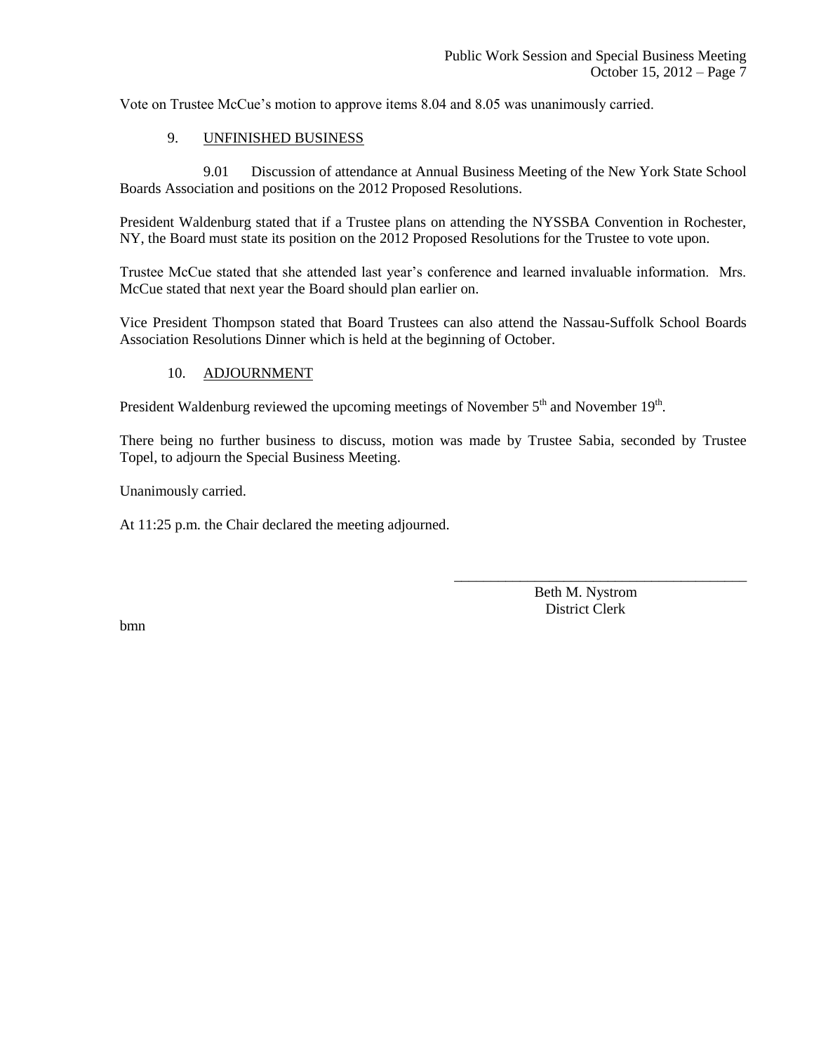Vote on Trustee McCue's motion to approve items 8.04 and 8.05 was unanimously carried.

## 9. UNFINISHED BUSINESS

9.01 Discussion of attendance at Annual Business Meeting of the New York State School Boards Association and positions on the 2012 Proposed Resolutions.

President Waldenburg stated that if a Trustee plans on attending the NYSSBA Convention in Rochester, NY, the Board must state its position on the 2012 Proposed Resolutions for the Trustee to vote upon.

Trustee McCue stated that she attended last year's conference and learned invaluable information. Mrs. McCue stated that next year the Board should plan earlier on.

Vice President Thompson stated that Board Trustees can also attend the Nassau-Suffolk School Boards Association Resolutions Dinner which is held at the beginning of October.

## 10. ADJOURNMENT

President Waldenburg reviewed the upcoming meetings of November 5th and November 19th.

There being no further business to discuss, motion was made by Trustee Sabia, seconded by Trustee Topel, to adjourn the Special Business Meeting.

Unanimously carried.

At 11:25 p.m. the Chair declared the meeting adjourned.

\_\_\_\_\_\_\_\_\_\_\_\_\_\_\_\_\_\_\_\_\_\_\_\_\_\_\_\_\_\_\_\_\_\_\_\_\_\_\_\_

Beth M. Nystrom
District Clerk

bmn